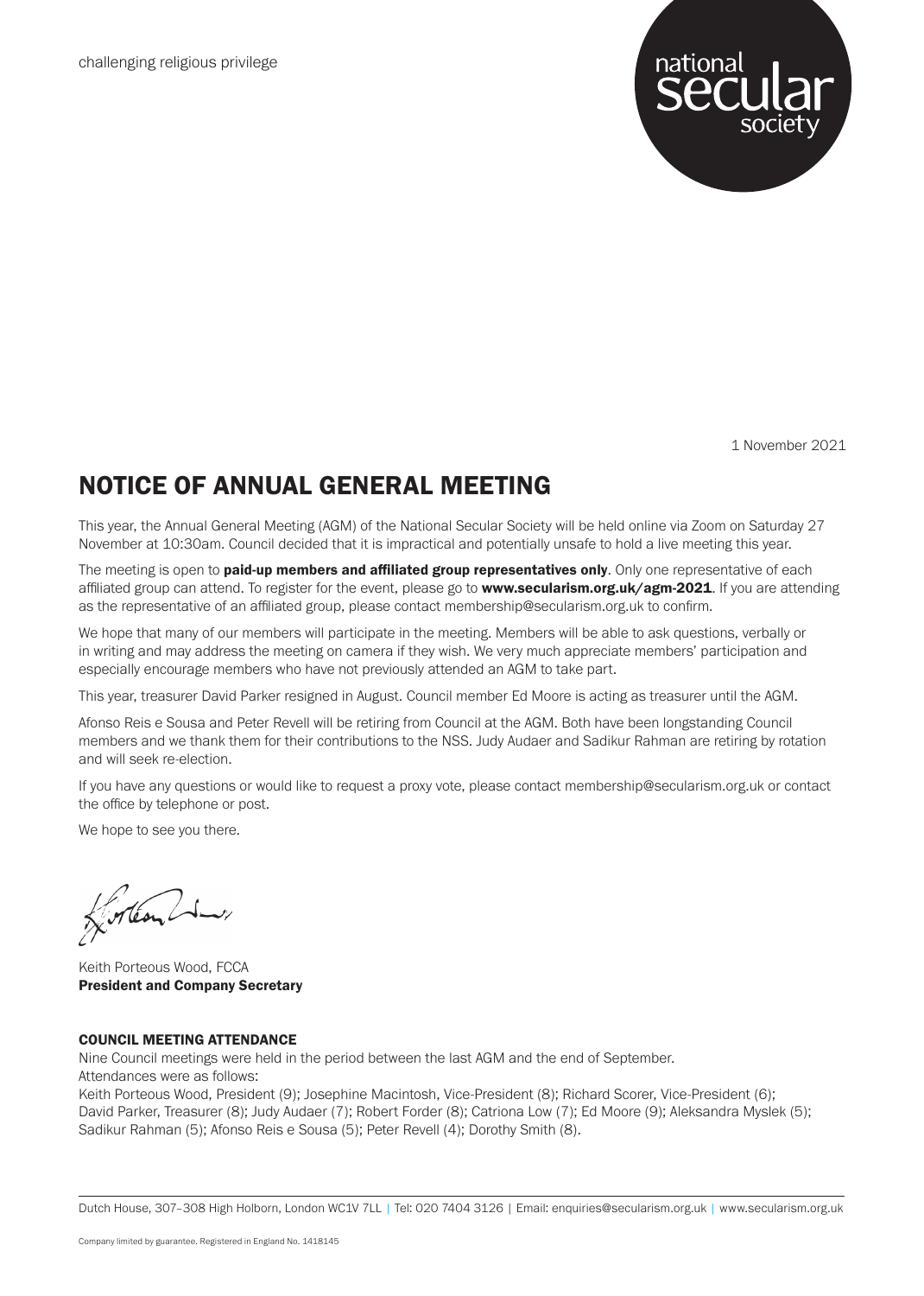challenging religious privilege

national secular society

1 November 2021

# NOTICE OF ANNUAL GENERAL MEETING

This year, the Annual General Meeting (AGM) of the National Secular Society will be held online via Zoom on Saturday 27 November at 10:30am. Council decided that it is impractical and potentially unsafe to hold a live meeting this year.

The meeting is open to **paid-up members and affiliated group representatives only**. Only one representative of each affiliated group can attend. To register for the event, please go to **www.secularism.org.uk/agm-2021**. If you are attending as the representative of an affiliated group, please contact membership@secularism.org.uk to confirm.

We hope that many of our members will participate in the meeting. Members will be able to ask questions, verbally or in writing and may address the meeting on camera if they wish. We very much appreciate members' participation and especially encourage members who have not previously attended an AGM to take part.

This year, treasurer David Parker resigned in August. Council member Ed Moore is acting as treasurer until the AGM.

Afonso Reis e Sousa and Peter Revell will be retiring from Council at the AGM. Both have been longstanding Council members and we thank them for their contributions to the NSS. Judy Audaer and Sadikur Rahman are retiring by rotation and will seek re-election.

If you have any questions or would like to request a proxy vote, please contact membership@secularism.org.uk or contact the office by telephone or post.

We hope to see you there.

Keith Porteous Wood, FCCA
**President and Company Secretary**

### COUNCIL MEETING ATTENDANCE

Nine Council meetings were held in the period between the last AGM and the end of September.
Attendances were as follows:
Keith Porteous Wood, President (9); Josephine Macintosh, Vice-President (8); Richard Scorer, Vice-President (6); David Parker, Treasurer (8); Judy Audaer (7); Robert Forder (8); Catriona Low (7); Ed Moore (9); Aleksandra Myslek (5); Sadikur Rahman (5); Afonso Reis e Sousa (5); Peter Revell (4); Dorothy Smith (8).

Dutch House, 307–308 High Holborn, London WC1V 7LL | Tel: 020 7404 3126 | Email: enquiries@secularism.org.uk | www.secularism.org.uk

Company limited by guarantee. Registered in England No. 1418145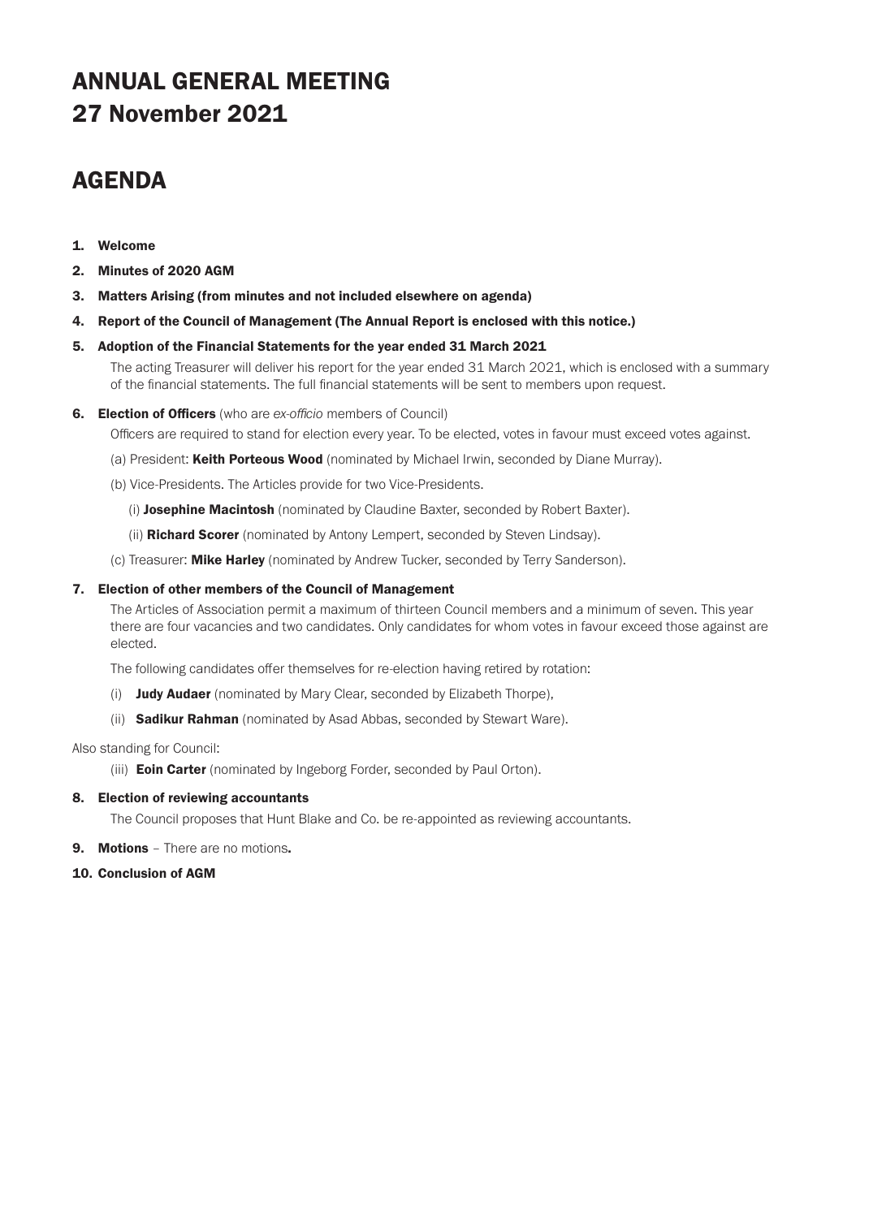# ANNUAL GENERAL MEETING
# 27 November 2021

## AGENDA

1. **Welcome**
2. **Minutes of 2020 AGM**
3. **Matters Arising (from minutes and not included elsewhere on agenda)**
4. **Report of the Council of Management (The Annual Report is enclosed with this notice.)**
5. **Adoption of the Financial Statements for the year ended 31 March 2021**

   The acting Treasurer will deliver his report for the year ended 31 March 2021, which is enclosed with a summary of the financial statements. The full financial statements will be sent to members upon request.

6. **Election of Officers** (who are *ex-officio* members of Council)

   Officers are required to stand for election every year. To be elected, votes in favour must exceed votes against.

   (a) President: **Keith Porteous Wood** (nominated by Michael Irwin, seconded by Diane Murray).

   (b) Vice-Presidents. The Articles provide for two Vice-Presidents.

   (i) **Josephine Macintosh** (nominated by Claudine Baxter, seconded by Robert Baxter).

   (ii) **Richard Scorer** (nominated by Antony Lempert, seconded by Steven Lindsay).

   (c) Treasurer: **Mike Harley** (nominated by Andrew Tucker, seconded by Terry Sanderson).

7. **Election of other members of the Council of Management**

   The Articles of Association permit a maximum of thirteen Council members and a minimum of seven. This year there are four vacancies and two candidates. Only candidates for whom votes in favour exceed those against are elected.

   The following candidates offer themselves for re-election having retired by rotation:

   (i) **Judy Audaer** (nominated by Mary Clear, seconded by Elizabeth Thorpe),

   (ii) **Sadikur Rahman** (nominated by Asad Abbas, seconded by Stewart Ware).

Also standing for Council:

   (iii) **Eoin Carter** (nominated by Ingeborg Forder, seconded by Paul Orton).

8. **Election of reviewing accountants**

   The Council proposes that Hunt Blake and Co. be re-appointed as reviewing accountants.

9. **Motions** – There are no motions.
10. **Conclusion of AGM**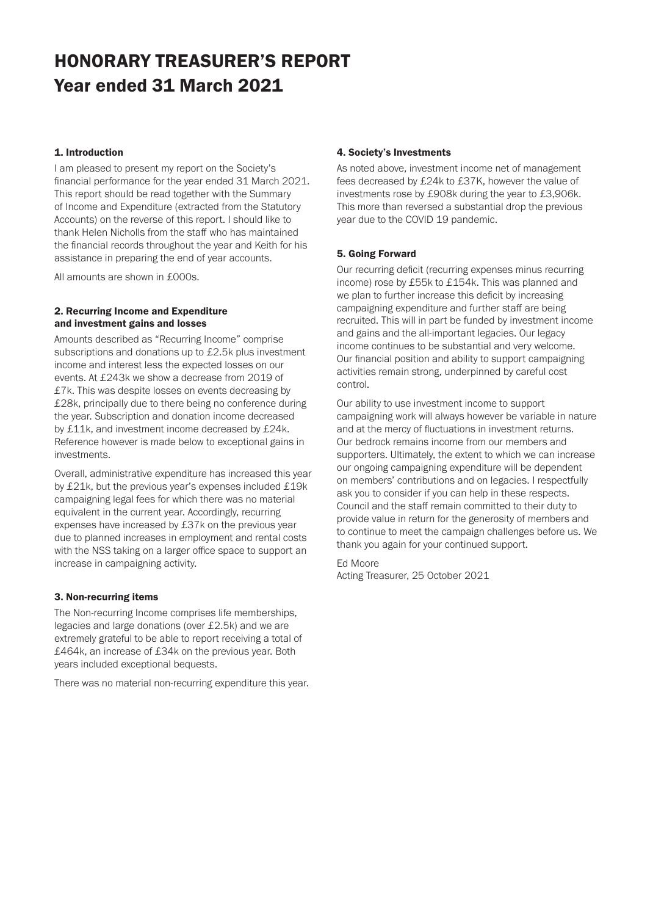# HONORARY TREASURER'S REPORT
# Year ended 31 March 2021

### 1. Introduction

I am pleased to present my report on the Society's financial performance for the year ended 31 March 2021. This report should be read together with the Summary of Income and Expenditure (extracted from the Statutory Accounts) on the reverse of this report. I should like to thank Helen Nicholls from the staff who has maintained the financial records throughout the year and Keith for his assistance in preparing the end of year accounts.

All amounts are shown in £000s.

### 2. Recurring Income and Expenditure and investment gains and losses

Amounts described as "Recurring Income" comprise subscriptions and donations up to £2.5k plus investment income and interest less the expected losses on our events. At £243k we show a decrease from 2019 of £7k. This was despite losses on events decreasing by £28k, principally due to there being no conference during the year. Subscription and donation income decreased by £11k, and investment income decreased by £24k. Reference however is made below to exceptional gains in investments.

Overall, administrative expenditure has increased this year by £21k, but the previous year's expenses included £19k campaigning legal fees for which there was no material equivalent in the current year. Accordingly, recurring expenses have increased by £37k on the previous year due to planned increases in employment and rental costs with the NSS taking on a larger office space to support an increase in campaigning activity.

### 3. Non-recurring items

The Non-recurring Income comprises life memberships, legacies and large donations (over £2.5k) and we are extremely grateful to be able to report receiving a total of £464k, an increase of £34k on the previous year. Both years included exceptional bequests.

There was no material non-recurring expenditure this year.

### 4. Society's Investments

As noted above, investment income net of management fees decreased by £24k to £37K, however the value of investments rose by £908k during the year to £3,906k. This more than reversed a substantial drop the previous year due to the COVID 19 pandemic.

### 5. Going Forward

Our recurring deficit (recurring expenses minus recurring income) rose by £55k to £154k. This was planned and we plan to further increase this deficit by increasing campaigning expenditure and further staff are being recruited. This will in part be funded by investment income and gains and the all-important legacies. Our legacy income continues to be substantial and very welcome. Our financial position and ability to support campaigning activities remain strong, underpinned by careful cost control.

Our ability to use investment income to support campaigning work will always however be variable in nature and at the mercy of fluctuations in investment returns. Our bedrock remains income from our members and supporters. Ultimately, the extent to which we can increase our ongoing campaigning expenditure will be dependent on members' contributions and on legacies. I respectfully ask you to consider if you can help in these respects. Council and the staff remain committed to their duty to provide value in return for the generosity of members and to continue to meet the campaign challenges before us. We thank you again for your continued support.

Ed Moore
Acting Treasurer, 25 October 2021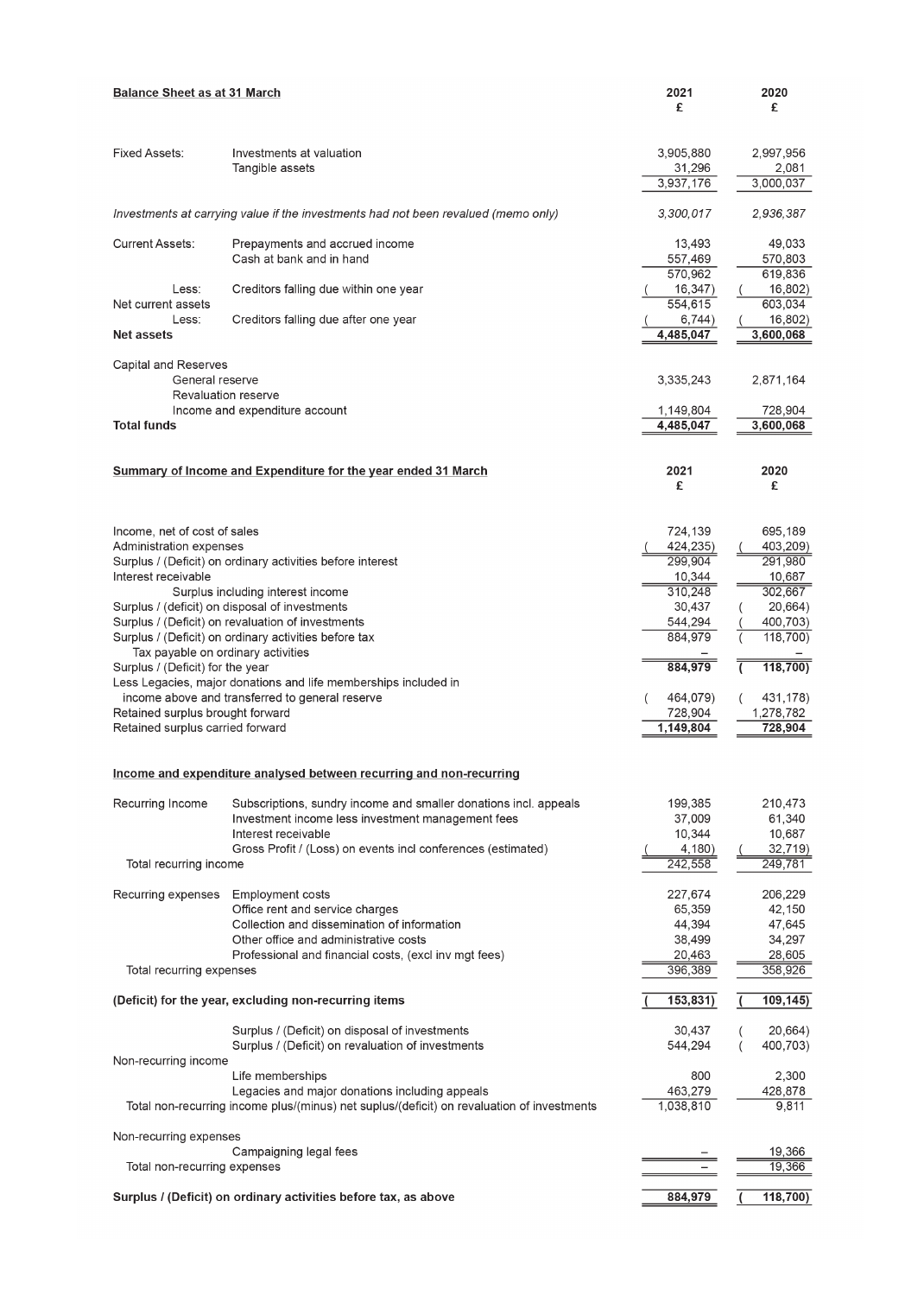## Balance Sheet as at 31 March

| | | 2021 £ | 2020 £ |
|---|---|---|---|
| Fixed Assets: | Investments at valuation | 3,905,880 | 2,997,956 |
| | Tangible assets | 31,296 | 2,081 |
| | | 3,937,176 | 3,000,037 |
| *Investments at carrying value if the investments had not been revalued (memo only)* | | *3,300,017* | *2,936,387* |
| Current Assets: | Prepayments and accrued income | 13,493 | 49,033 |
| | Cash at bank and in hand | 557,469 | 570,803 |
| | | 570,962 | 619,836 |
| Less: | Creditors falling due within one year | (16,347) | (16,802) |
| Net current assets | | 554,615 | 603,034 |
| Less: | Creditors falling due after one year | (6,744) | (16,802) |
| **Net assets** | | **4,485,047** | **3,600,068** |
| Capital and Reserves | | | |
| General reserve | | 3,335,243 | 2,871,164 |
| Revaluation reserve | | | |
| Income and expenditure account | | 1,149,804 | 728,904 |
| **Total funds** | | **4,485,047** | **3,600,068** |

## Summary of Income and Expenditure for the year ended 31 March

| | 2021 £ | 2020 £ |
|---|---|---|
| Income, net of cost of sales | 724,139 | 695,189 |
| Administration expenses | (424,235) | (403,209) |
| Surplus / (Deficit) on ordinary activities before interest | 299,904 | 291,980 |
| Interest receivable | 10,344 | 10,687 |
| Surplus including interest income | 310,248 | 302,667 |
| Surplus / (deficit) on disposal of investments | 30,437 | (20,664) |
| Surplus / (Deficit) on revaluation of investments | 544,294 | (400,703) |
| Surplus / (Deficit) on ordinary activities before tax | 884,979 | (118,700) |
| Tax payable on ordinary activities | – | – |
| Surplus / (Deficit) for the year | **884,979** | **(118,700)** |
| Less Legacies, major donations and life memberships included in income above and transferred to general reserve | (464,079) | (431,178) |
| Retained surplus brought forward | 728,904 | 1,278,782 |
| Retained surplus carried forward | 1,149,804 | 728,904 |

## Income and expenditure analysed between recurring and non-recurring

| | | 2021 £ | 2020 £ |
|---|---|---|---|
| Recurring Income | Subscriptions, sundry income and smaller donations incl. appeals | 199,385 | 210,473 |
| | Investment income less investment management fees | 37,009 | 61,340 |
| | Interest receivable | 10,344 | 10,687 |
| | Gross Profit / (Loss) on events incl conferences (estimated) | (4,180) | (32,719) |
| Total recurring income | | 242,558 | 249,781 |
| Recurring expenses | Employment costs | 227,674 | 206,229 |
| | Office rent and service charges | 65,359 | 42,150 |
| | Collection and dissemination of information | 44,394 | 47,645 |
| | Other office and administrative costs | 38,499 | 34,297 |
| | Professional and financial costs, (excl inv mgt fees) | 20,463 | 28,605 |
| Total recurring expenses | | 396,389 | 358,926 |
| **(Deficit) for the year, excluding non-recurring items** | | **(153,831)** | **(109,145)** |
| | Surplus / (Deficit) on disposal of investments | 30,437 | (20,664) |
| | Surplus / (Deficit) on revaluation of investments | 544,294 | (400,703) |
| Non-recurring income | | | |
| | Life memberships | 800 | 2,300 |
| | Legacies and major donations including appeals | 463,279 | 428,878 |
| Total non-recurring income plus/(minus) net suplus/(deficit) on revaluation of investments | | 1,038,810 | 9,811 |
| Non-recurring expenses | | | |
| | Campaigning legal fees | – | 19,366 |
| Total non-recurring expenses | | – | 19,366 |
| **Surplus / (Deficit) on ordinary activities before tax, as above** | | **884,979** | **(118,700)** |